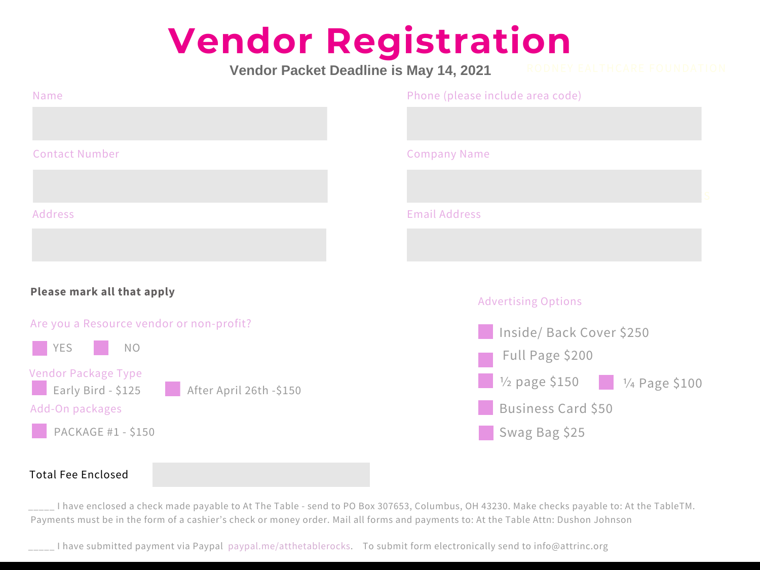# Vendor Registration

**Vendor Packet Deadline is May 14, 2021**

Name

Phone (please include area code)

Contact Number

Company Name

Address

Email Address

**Please mark all that apply**

Are you a Resource vendor or non-profit?

- [ ] YES
- [ ] NO

Vendor Package Type

- [ ] Early Bird - $125
- [ ] After April 26th -$150

Add-On packages

- [ ] PACKAGE #1 - $150

Advertising Options

- [ ] Inside/ Back Cover $250
- [ ] Full Page $200
- [ ] ½ page $150
- [ ] ¼ Page $100
- [ ] Business Card $50
- [ ] Swag Bag $25

Total Fee Enclosed

_____ I have enclosed a check made payable to At The Table - send to PO Box 307653, Columbus, OH 43230. Make checks payable to: At the TableTM. Payments must be in the form of a cashier's check or money order. Mail all forms and payments to: At the Table Attn: Dushon Johnson

_____ I have submitted payment via Paypal paypal.me/atthetablerocks. To submit form electronically send to info@attrinc.org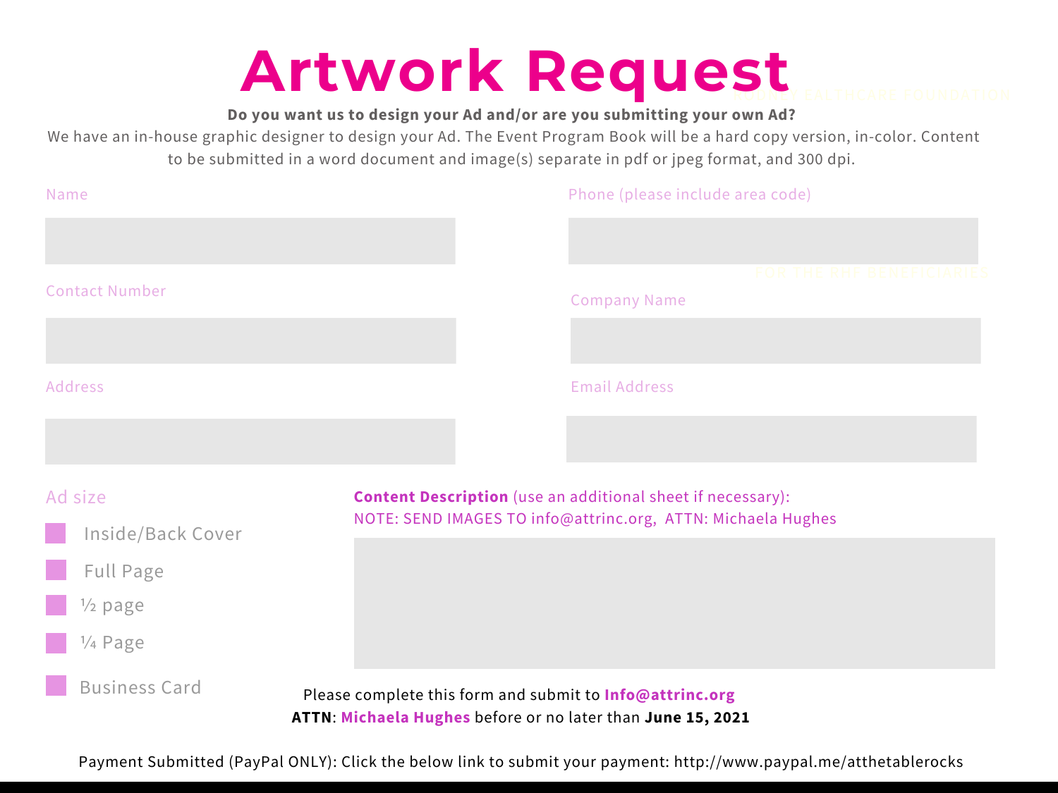# Artwork Request

**Do you want us to design your Ad and/or are you submitting your own Ad?**

We have an in-house graphic designer to design your Ad. The Event Program Book will be a hard copy version, in-color. Content to be submitted in a word document and image(s) separate in pdf or jpeg format, and 300 dpi.

Name

Phone (please include area code)

Contact Number

Company Name

Address

Email Address

Ad size

- Inside/Back Cover
- Full Page
- ½ page
- ¼ Page
- Business Card

**Content Description** (use an additional sheet if necessary):
NOTE: SEND IMAGES TO info@attrinc.org, ATTN: Michaela Hughes

Please complete this form and submit to **Info@attrinc.org**
**ATTN**: **Michaela Hughes** before or no later than **June 15, 2021**

Payment Submitted (PayPal ONLY): Click the below link to submit your payment: http://www.paypal.me/atthetablerocks